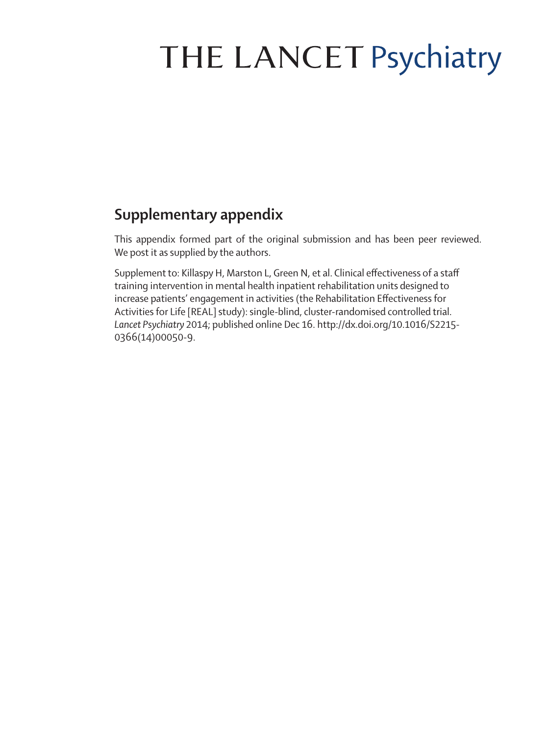# THE LANCET Psychiatry

## Supplementary appendix

This appendix formed part of the original submission and has been peer reviewed. We post it as supplied by the authors.

Supplement to: Killaspy H, Marston L, Green N, et al. Clinical effectiveness of a staff training intervention in mental health inpatient rehabilitation units designed to increase patients' engagement in activities (the Rehabilitation Effectiveness for Activities for Life [REAL] study): single-blind, cluster-randomised controlled trial. *Lancet Psychiatry* 2014; published online Dec 16. http://dx.doi.org/10.1016/S2215-0366(14)00050-9.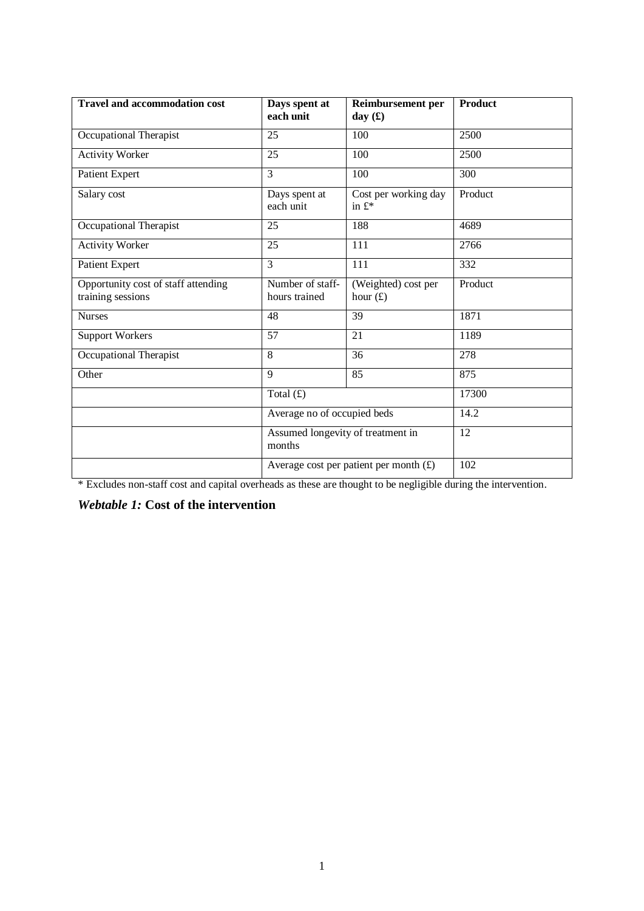| Travel and accommodation cost | Days spent at each unit | Reimbursement per day (£) | Product |
|---|---|---|---|
| Occupational Therapist | 25 | 100 | 2500 |
| Activity Worker | 25 | 100 | 2500 |
| Patient Expert | 3 | 100 | 300 |
| Salary cost | Days spent at each unit | Cost per working day in £* | Product |
| Occupational Therapist | 25 | 188 | 4689 |
| Activity Worker | 25 | 111 | 2766 |
| Patient Expert | 3 | 111 | 332 |
| Opportunity cost of staff attending training sessions | Number of staff-hours trained | (Weighted) cost per hour (£) | Product |
| Nurses | 48 | 39 | 1871 |
| Support Workers | 57 | 21 | 1189 |
| Occupational Therapist | 8 | 36 | 278 |
| Other | 9 | 85 | 875 |
| | Total (£) | | 17300 |
| | Average no of occupied beds | | 14.2 |
| | Assumed longevity of treatment in months | | 12 |
| | Average cost per patient per month (£) | | 102 |

* Excludes non-staff cost and capital overheads as these are thought to be negligible during the intervention.

***Webtable 1:* Cost of the intervention**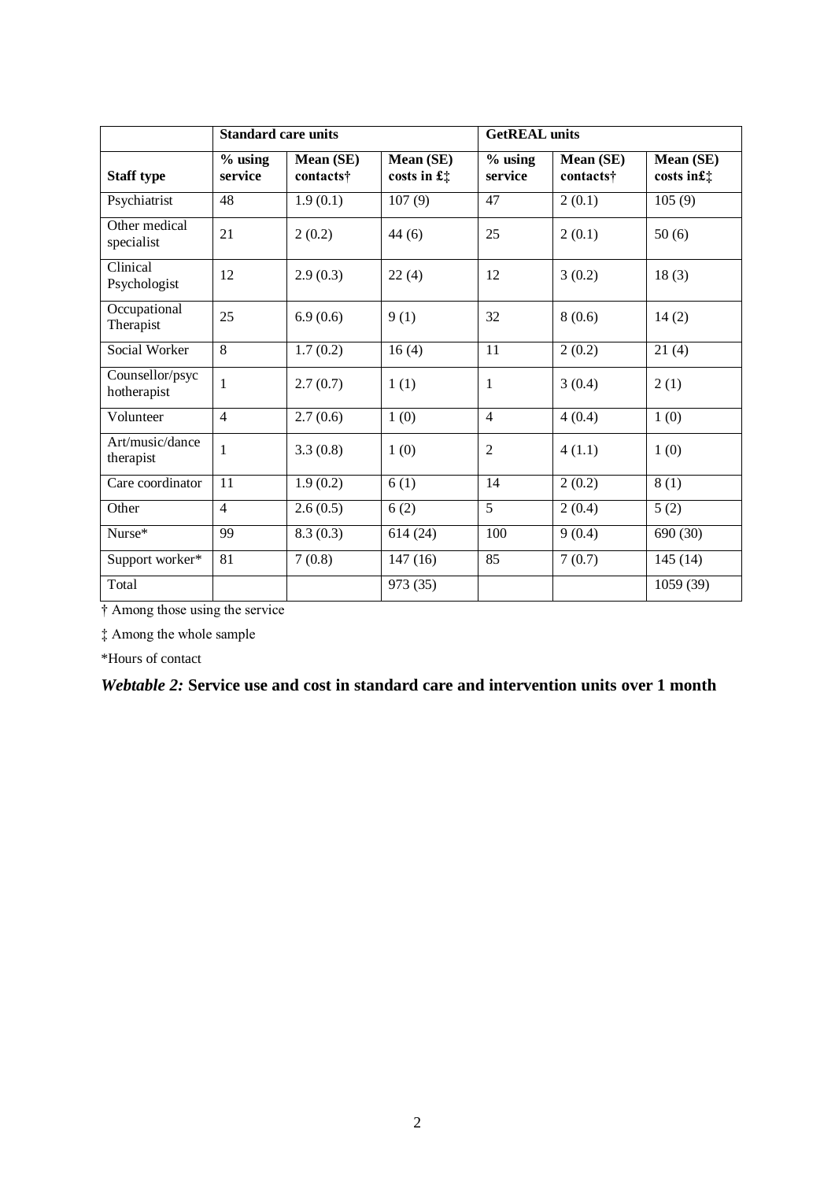| | Standard care units | | | GetREAL units | | |
|---|---|---|---|---|---|---|
| **Staff type** | **% using service** | **Mean (SE) contacts†** | **Mean (SE) costs in £‡** | **% using service** | **Mean (SE) contacts†** | **Mean (SE) costs in£‡** |
| Psychiatrist | 48 | 1.9 (0.1) | 107 (9) | 47 | 2 (0.1) | 105 (9) |
| Other medical specialist | 21 | 2 (0.2) | 44 (6) | 25 | 2 (0.1) | 50 (6) |
| Clinical Psychologist | 12 | 2.9 (0.3) | 22 (4) | 12 | 3 (0.2) | 18 (3) |
| Occupational Therapist | 25 | 6.9 (0.6) | 9 (1) | 32 | 8 (0.6) | 14 (2) |
| Social Worker | 8 | 1.7 (0.2) | 16 (4) | 11 | 2 (0.2) | 21 (4) |
| Counsellor/psychotherapist | 1 | 2.7 (0.7) | 1 (1) | 1 | 3 (0.4) | 2 (1) |
| Volunteer | 4 | 2.7 (0.6) | 1 (0) | 4 | 4 (0.4) | 1 (0) |
| Art/music/dance therapist | 1 | 3.3 (0.8) | 1 (0) | 2 | 4 (1.1) | 1 (0) |
| Care coordinator | 11 | 1.9 (0.2) | 6 (1) | 14 | 2 (0.2) | 8 (1) |
| Other | 4 | 2.6 (0.5) | 6 (2) | 5 | 2 (0.4) | 5 (2) |
| Nurse* | 99 | 8.3 (0.3) | 614 (24) | 100 | 9 (0.4) | 690 (30) |
| Support worker* | 81 | 7 (0.8) | 147 (16) | 85 | 7 (0.7) | 145 (14) |
| Total | | | 973 (35) | | | 1059 (39) |

† Among those using the service

‡ Among the whole sample

*Hours of contact

***Webtable 2:*** **Service use and cost in standard care and intervention units over 1 month**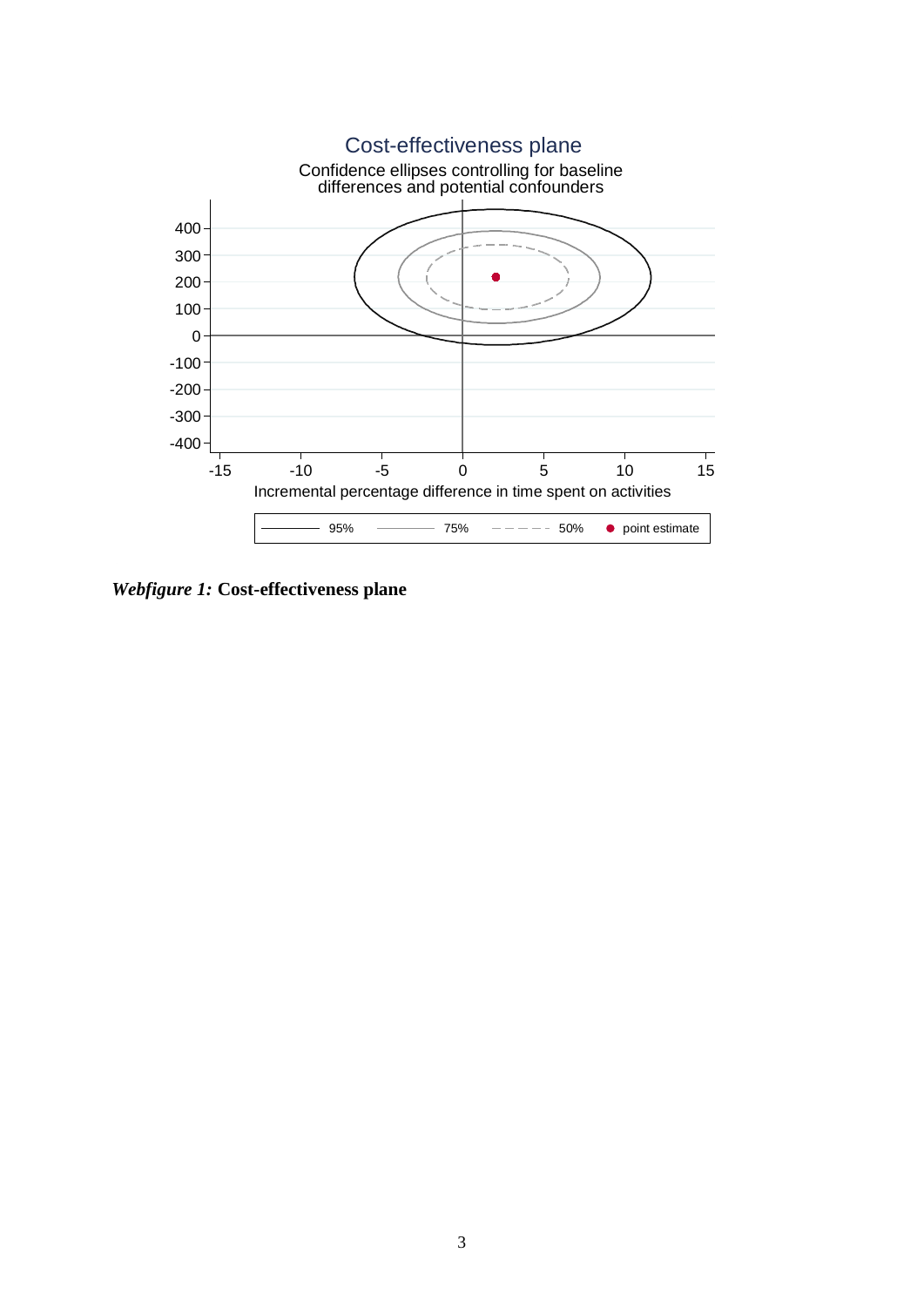Cost-effectiveness plane

Confidence ellipses controlling for baseline differences and potential confounders

*Webfigure 1:* **Cost-effectiveness plane**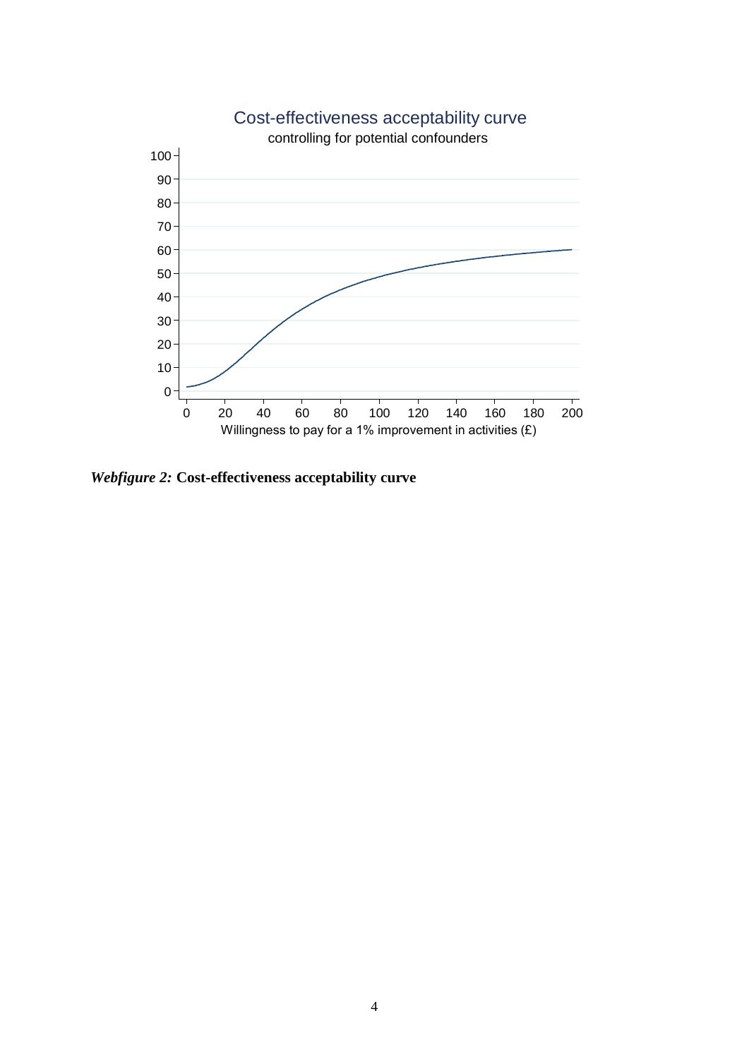Cost-effectiveness acceptability curve

controlling for potential confounders

*Webfigure 2:* **Cost-effectiveness acceptability curve**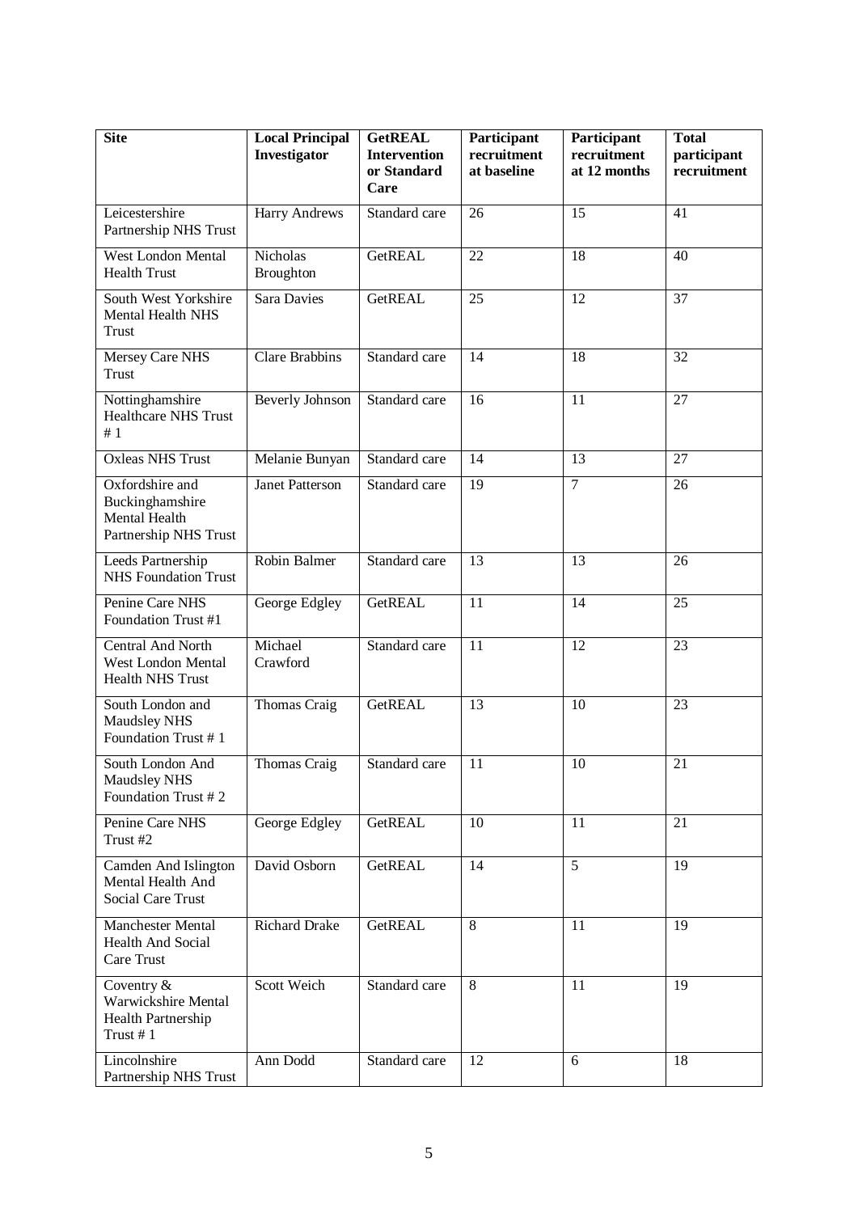| Site | Local Principal Investigator | GetREAL Intervention or Standard Care | Participant recruitment at baseline | Participant recruitment at 12 months | Total participant recruitment |
|---|---|---|---|---|---|
| Leicestershire Partnership NHS Trust | Harry Andrews | Standard care | 26 | 15 | 41 |
| West London Mental Health Trust | Nicholas Broughton | GetREAL | 22 | 18 | 40 |
| South West Yorkshire Mental Health NHS Trust | Sara Davies | GetREAL | 25 | 12 | 37 |
| Mersey Care NHS Trust | Clare Brabbins | Standard care | 14 | 18 | 32 |
| Nottinghamshire Healthcare NHS Trust # 1 | Beverly Johnson | Standard care | 16 | 11 | 27 |
| Oxleas NHS Trust | Melanie Bunyan | Standard care | 14 | 13 | 27 |
| Oxfordshire and Buckinghamshire Mental Health Partnership NHS Trust | Janet Patterson | Standard care | 19 | 7 | 26 |
| Leeds Partnership NHS Foundation Trust | Robin Balmer | Standard care | 13 | 13 | 26 |
| Penine Care NHS Foundation Trust #1 | George Edgley | GetREAL | 11 | 14 | 25 |
| Central And North West London Mental Health NHS Trust | Michael Crawford | Standard care | 11 | 12 | 23 |
| South London and Maudsley NHS Foundation Trust # 1 | Thomas Craig | GetREAL | 13 | 10 | 23 |
| South London And Maudsley NHS Foundation Trust # 2 | Thomas Craig | Standard care | 11 | 10 | 21 |
| Penine Care NHS Trust #2 | George Edgley | GetREAL | 10 | 11 | 21 |
| Camden And Islington Mental Health And Social Care Trust | David Osborn | GetREAL | 14 | 5 | 19 |
| Manchester Mental Health And Social Care Trust | Richard Drake | GetREAL | 8 | 11 | 19 |
| Coventry & Warwickshire Mental Health Partnership Trust # 1 | Scott Weich | Standard care | 8 | 11 | 19 |
| Lincolnshire Partnership NHS Trust | Ann Dodd | Standard care | 12 | 6 | 18 |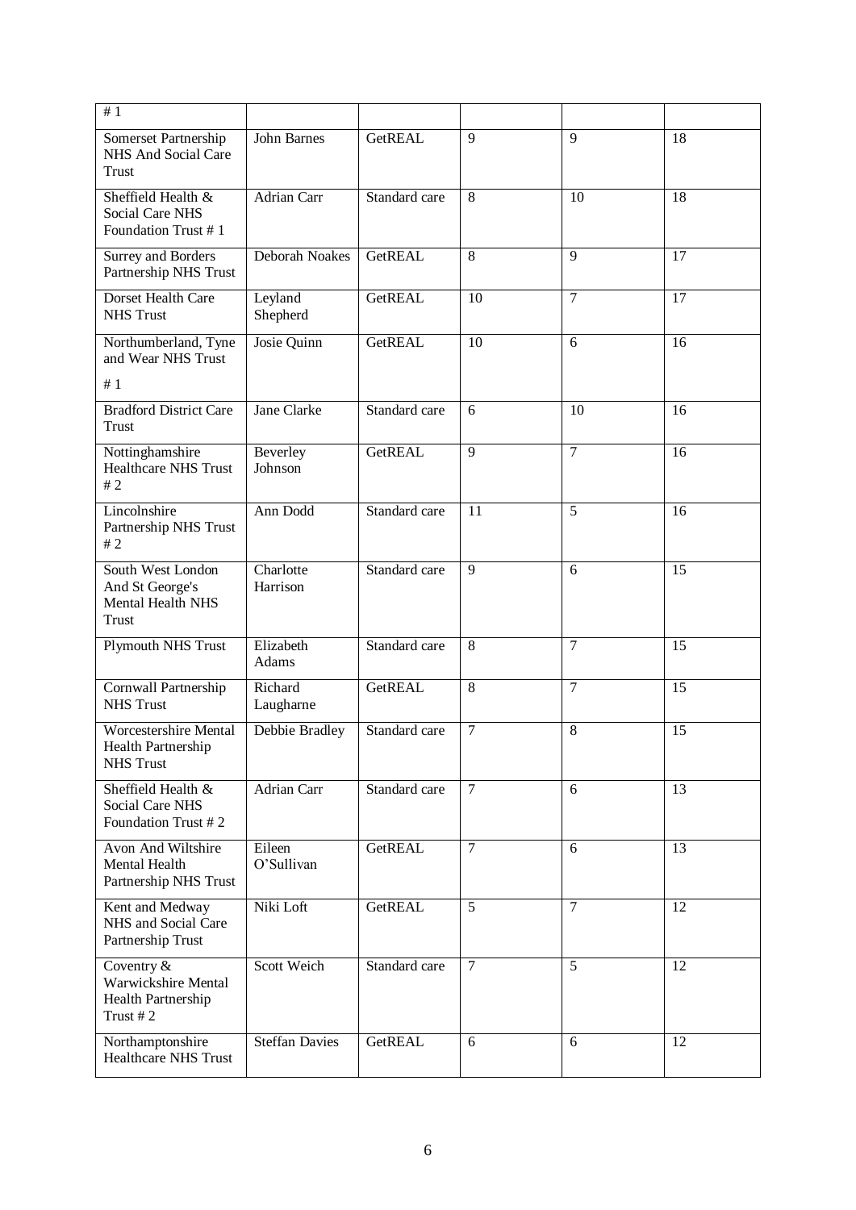| # 1 | | | | | |
|---|---|---|---|---|---|
| Somerset Partnership NHS And Social Care Trust | John Barnes | GetREAL | 9 | 9 | 18 |
| Sheffield Health & Social Care NHS Foundation Trust # 1 | Adrian Carr | Standard care | 8 | 10 | 18 |
| Surrey and Borders Partnership NHS Trust | Deborah Noakes | GetREAL | 8 | 9 | 17 |
| Dorset Health Care NHS Trust | Leyland Shepherd | GetREAL | 10 | 7 | 17 |
| Northumberland, Tyne and Wear NHS Trust # 1 | Josie Quinn | GetREAL | 10 | 6 | 16 |
| Bradford District Care Trust | Jane Clarke | Standard care | 6 | 10 | 16 |
| Nottinghamshire Healthcare NHS Trust # 2 | Beverley Johnson | GetREAL | 9 | 7 | 16 |
| Lincolnshire Partnership NHS Trust # 2 | Ann Dodd | Standard care | 11 | 5 | 16 |
| South West London And St George's Mental Health NHS Trust | Charlotte Harrison | Standard care | 9 | 6 | 15 |
| Plymouth NHS Trust | Elizabeth Adams | Standard care | 8 | 7 | 15 |
| Cornwall Partnership NHS Trust | Richard Laugharne | GetREAL | 8 | 7 | 15 |
| Worcestershire Mental Health Partnership NHS Trust | Debbie Bradley | Standard care | 7 | 8 | 15 |
| Sheffield Health & Social Care NHS Foundation Trust # 2 | Adrian Carr | Standard care | 7 | 6 | 13 |
| Avon And Wiltshire Mental Health Partnership NHS Trust | Eileen O'Sullivan | GetREAL | 7 | 6 | 13 |
| Kent and Medway NHS and Social Care Partnership Trust | Niki Loft | GetREAL | 5 | 7 | 12 |
| Coventry & Warwickshire Mental Health Partnership Trust # 2 | Scott Weich | Standard care | 7 | 5 | 12 |
| Northamptonshire Healthcare NHS Trust | Steffan Davies | GetREAL | 6 | 6 | 12 |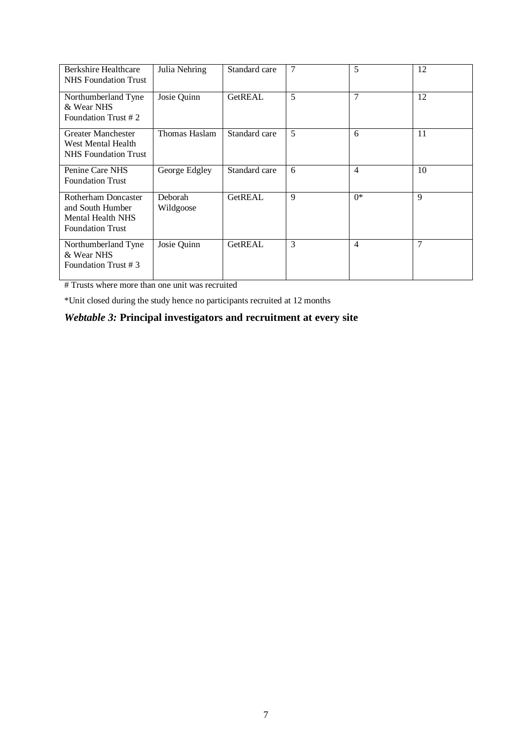| | | | | | |
|---|---|---|---|---|---|
| Berkshire Healthcare NHS Foundation Trust | Julia Nehring | Standard care | 7 | 5 | 12 |
| Northumberland Tyne & Wear NHS Foundation Trust # 2 | Josie Quinn | GetREAL | 5 | 7 | 12 |
| Greater Manchester West Mental Health NHS Foundation Trust | Thomas Haslam | Standard care | 5 | 6 | 11 |
| Penine Care NHS Foundation Trust | George Edgley | Standard care | 6 | 4 | 10 |
| Rotherham Doncaster and South Humber Mental Health NHS Foundation Trust | Deborah Wildgoose | GetREAL | 9 | 0* | 9 |
| Northumberland Tyne & Wear NHS Foundation Trust # 3 | Josie Quinn | GetREAL | 3 | 4 | 7 |

# Trusts where more than one unit was recruited

*Unit closed during the study hence no participants recruited at 12 months

***Webtable 3:*** **Principal investigators and recruitment at every site**